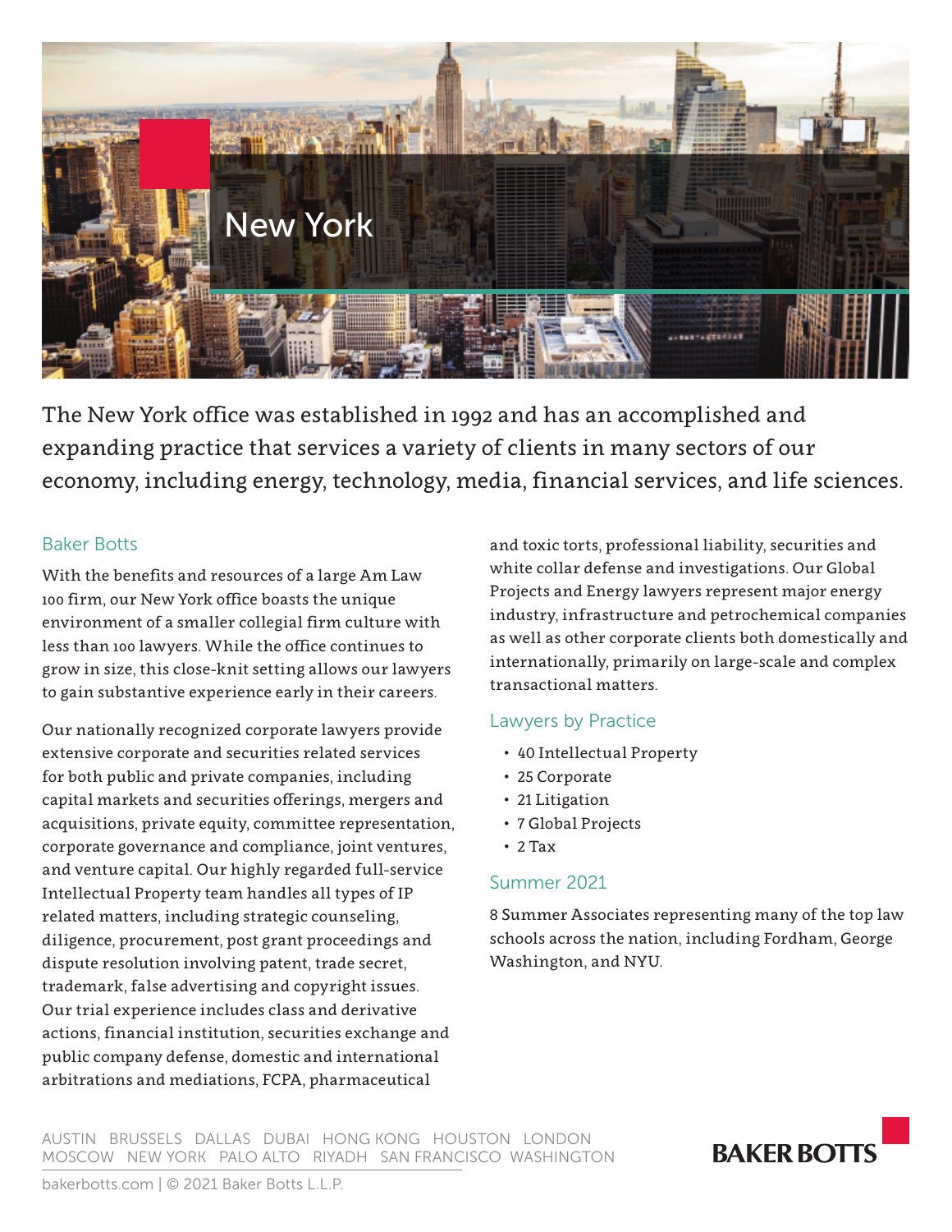# New York

The New York office was established in 1992 and has an accomplished and expanding practice that services a variety of clients in many sectors of our economy, including energy, technology, media, financial services, and life sciences.

## Baker Botts

With the benefits and resources of a large Am Law 100 firm, our New York office boasts the unique environment of a smaller collegial firm culture with less than 100 lawyers. While the office continues to grow in size, this close-knit setting allows our lawyers to gain substantive experience early in their careers.

Our nationally recognized corporate lawyers provide extensive corporate and securities related services for both public and private companies, including capital markets and securities offerings, mergers and acquisitions, private equity, committee representation, corporate governance and compliance, joint ventures, and venture capital. Our highly regarded full-service Intellectual Property team handles all types of IP related matters, including strategic counseling, diligence, procurement, post grant proceedings and dispute resolution involving patent, trade secret, trademark, false advertising and copyright issues. Our trial experience includes class and derivative actions, financial institution, securities exchange and public company defense, domestic and international arbitrations and mediations, FCPA, pharmaceutical and toxic torts, professional liability, securities and white collar defense and investigations. Our Global Projects and Energy lawyers represent major energy industry, infrastructure and petrochemical companies as well as other corporate clients both domestically and internationally, primarily on large-scale and complex transactional matters.

## Lawyers by Practice

- 40 Intellectual Property
- 25 Corporate
- 21 Litigation
- 7 Global Projects
- 2 Tax

## Summer 2021

8 Summer Associates representing many of the top law schools across the nation, including Fordham, George Washington, and NYU.

AUSTIN BRUSSELS DALLAS DUBAI HONG KONG HOUSTON LONDON MOSCOW NEW YORK PALO ALTO RIYADH SAN FRANCISCO WASHINGTON

bakerbotts.com | © 2021 Baker Botts L.L.P.

BAKER BOTTS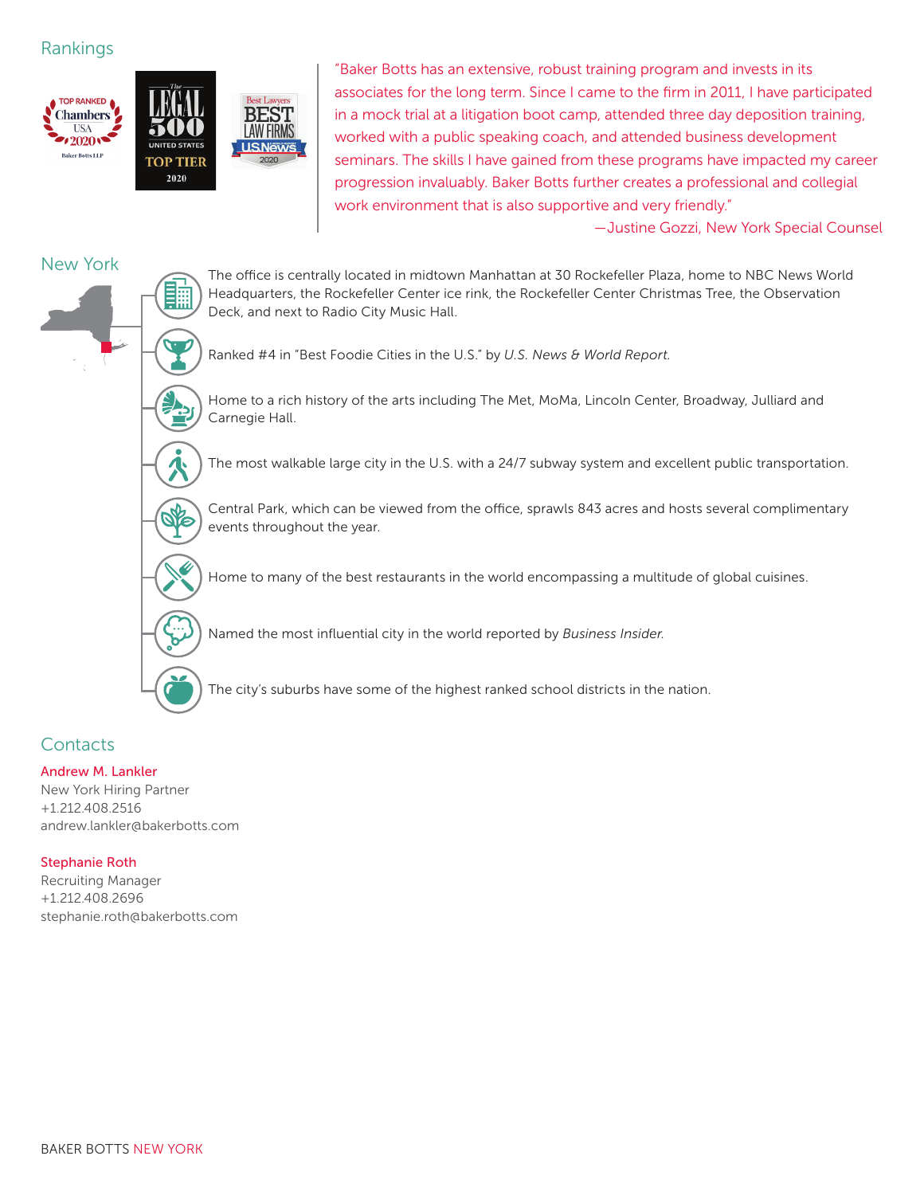## Rankings

"Baker Botts has an extensive, robust training program and invests in its associates for the long term. Since I came to the firm in 2011, I have participated in a mock trial at a litigation boot camp, attended three day deposition training, worked with a public speaking coach, and attended business development seminars. The skills I have gained from these programs have impacted my career progression invaluably. Baker Botts further creates a professional and collegial work environment that is also supportive and very friendly."

—Justine Gozzi, New York Special Counsel

## New York

- The office is centrally located in midtown Manhattan at 30 Rockefeller Plaza, home to NBC News World Headquarters, the Rockefeller Center ice rink, the Rockefeller Center Christmas Tree, the Observation Deck, and next to Radio City Music Hall.
- Ranked #4 in "Best Foodie Cities in the U.S." by *U.S. News & World Report.*
- Home to a rich history of the arts including The Met, MoMa, Lincoln Center, Broadway, Julliard and Carnegie Hall.
- The most walkable large city in the U.S. with a 24/7 subway system and excellent public transportation.
- Central Park, which can be viewed from the office, sprawls 843 acres and hosts several complimentary events throughout the year.
- Home to many of the best restaurants in the world encompassing a multitude of global cuisines.
- Named the most influential city in the world reported by *Business Insider.*
- The city's suburbs have some of the highest ranked school districts in the nation.

## Contacts

**Andrew M. Lankler**
New York Hiring Partner
+1.212.408.2516
andrew.lankler@bakerbotts.com

**Stephanie Roth**
Recruiting Manager
+1.212.408.2696
stephanie.roth@bakerbotts.com